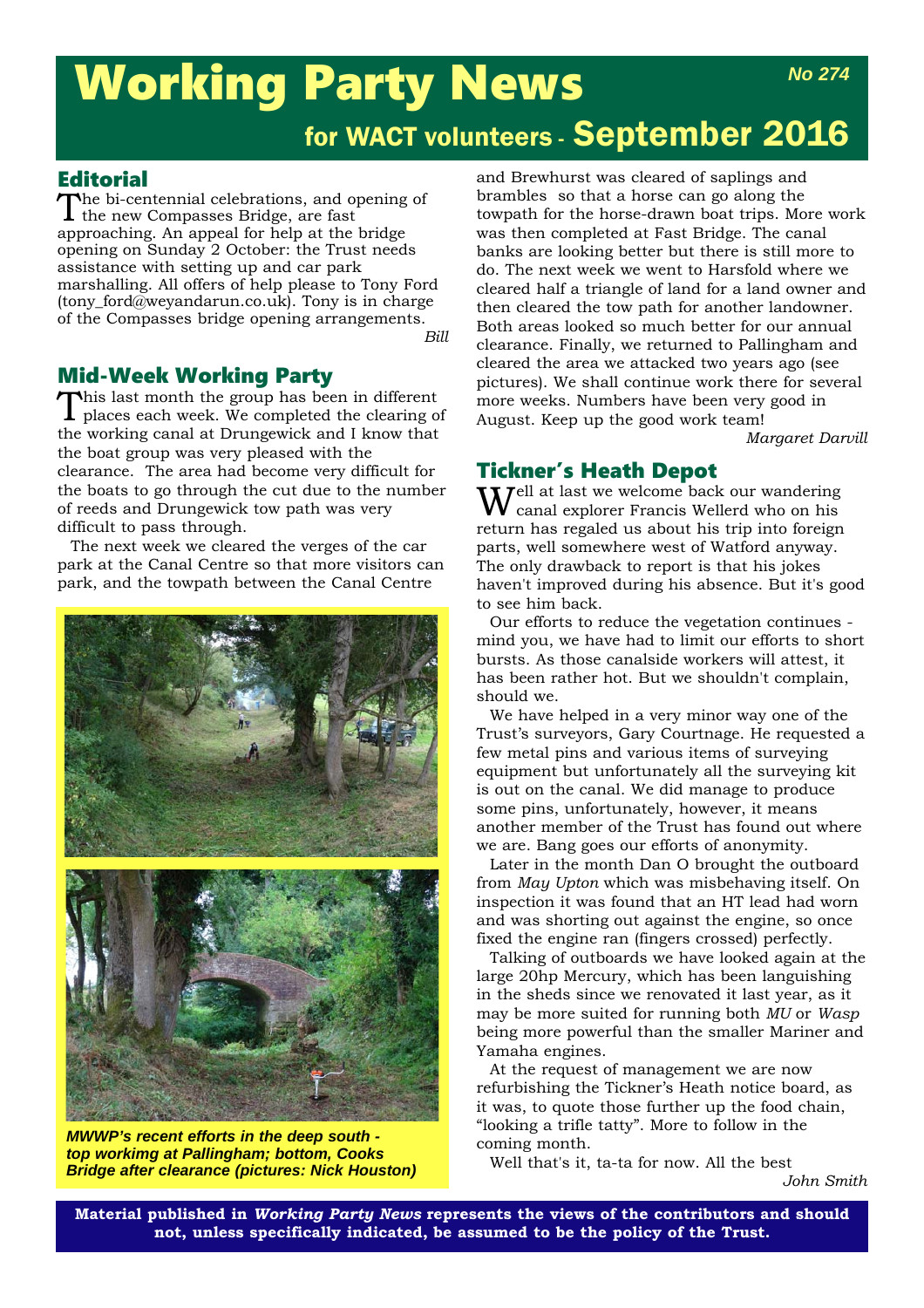# Working Party News

**No 274**

## for WACT volunteers - September 2016

## Editorial

The bi-centennial celebrations, and opening of the new Compasses Bridge, are fast approaching. An appeal for help at the bridge opening on Sunday 2 October: the Trust needs assistance with setting up and car park marshalling. All offers of help please to Tony Ford (tony_ford@weyandarun.co.uk). Tony is in charge of the Compasses bridge opening arrangements.

*Bill*

## Mid-Week Working Party

This last month the group has been in different places each week. We completed the clearing of the working canal at Drungewick and I know that the boat group was very pleased with the clearance. The area had become very difficult for the boats to go through the cut due to the number of reeds and Drungewick tow path was very difficult to pass through.

The next week we cleared the verges of the car park at the Canal Centre so that more visitors can park, and the towpath between the Canal Centre and Brewhurst was cleared of saplings and brambles so that a horse can go along the towpath for the horse-drawn boat trips. More work was then completed at Fast Bridge. The canal banks are looking better but there is still more to do. The next week we went to Harsfold where we cleared half a triangle of land for a land owner and then cleared the tow path for another landowner. Both areas looked so much better for our annual clearance. Finally, we returned to Pallingham and cleared the area we attacked two years ago (see pictures). We shall continue work there for several more weeks. Numbers have been very good in August. Keep up the good work team!

*Margaret Darvill*

***MWWP's recent efforts in the deep south - top workimg at Pallingham; bottom, Cooks Bridge after clearance (pictures: Nick Houston)***

## Tickner's Heath Depot

Well at last we welcome back our wandering canal explorer Francis Wellerd who on his return has regaled us about his trip into foreign parts, well somewhere west of Watford anyway. The only drawback to report is that his jokes haven't improved during his absence. But it's good to see him back.

Our efforts to reduce the vegetation continues - mind you, we have had to limit our efforts to short bursts. As those canalside workers will attest, it has been rather hot. But we shouldn't complain, should we.

We have helped in a very minor way one of the Trust's surveyors, Gary Courtnage. He requested a few metal pins and various items of surveying equipment but unfortunately all the surveying kit is out on the canal. We did manage to produce some pins, unfortunately, however, it means another member of the Trust has found out where we are. Bang goes our efforts of anonymity.

Later in the month Dan O brought the outboard from *May Upton* which was misbehaving itself. On inspection it was found that an HT lead had worn and was shorting out against the engine, so once fixed the engine ran (fingers crossed) perfectly.

Talking of outboards we have looked again at the large 20hp Mercury, which has been languishing in the sheds since we renovated it last year, as it may be more suited for running both *MU* or *Wasp* being more powerful than the smaller Mariner and Yamaha engines.

At the request of management we are now refurbishing the Tickner's Heath notice board, as it was, to quote those further up the food chain, "looking a trifle tatty". More to follow in the coming month.

Well that's it, ta-ta for now. All the best

*John Smith*

**Material published in *Working Party News* represents the views of the contributors and should not, unless specifically indicated, be assumed to be the policy of the Trust.**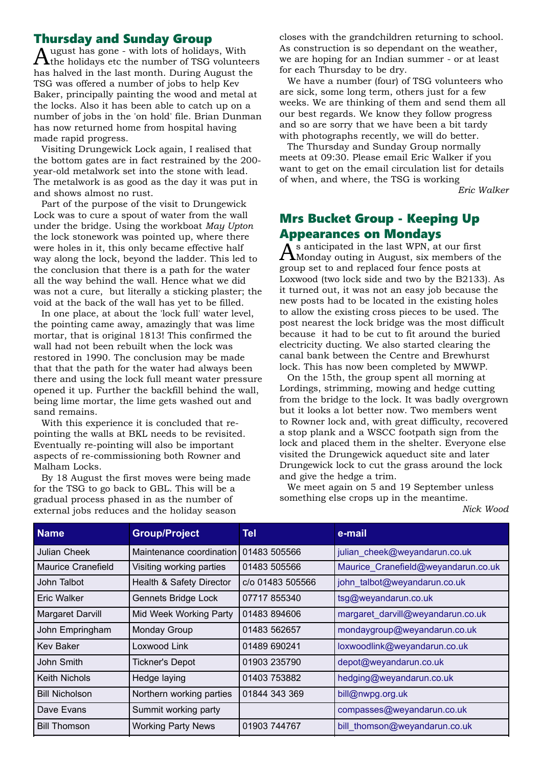## Thursday and Sunday Group

August has gone - with lots of holidays, With the holidays etc the number of TSG volunteers has halved in the last month. During August the TSG was offered a number of jobs to help Kev Baker, principally painting the wood and metal at the locks. Also it has been able to catch up on a number of jobs in the 'on hold' file. Brian Dunman has now returned home from hospital having made rapid progress.

Visiting Drungewick Lock again, I realised that the bottom gates are in fact restrained by the 200-year-old metalwork set into the stone with lead. The metalwork is as good as the day it was put in and shows almost no rust.

Part of the purpose of the visit to Drungewick Lock was to cure a spout of water from the wall under the bridge. Using the workboat *May Upton* the lock stonework was pointed up, where there were holes in it, this only became effective half way along the lock, beyond the ladder. This led to the conclusion that there is a path for the water all the way behind the wall. Hence what we did was not a cure, but literally a sticking plaster; the void at the back of the wall has yet to be filled.

In one place, at about the 'lock full' water level, the pointing came away, amazingly that was lime mortar, that is original 1813! This confirmed the wall had not been rebuilt when the lock was restored in 1990. The conclusion may be made that that the path for the water had always been there and using the lock full meant water pressure opened it up. Further the backfill behind the wall, being lime mortar, the lime gets washed out and sand remains.

With this experience it is concluded that re-pointing the walls at BKL needs to be revisited. Eventually re-pointing will also be important aspects of re-commissioning both Rowner and Malham Locks.

By 18 August the first moves were being made for the TSG to go back to GBL. This will be a gradual process phased in as the number of external jobs reduces and the holiday season closes with the grandchildren returning to school. As construction is so dependant on the weather, we are hoping for an Indian summer - or at least for each Thursday to be dry.

We have a number (four) of TSG volunteers who are sick, some long term, others just for a few weeks. We are thinking of them and send them all our best regards. We know they follow progress and so are sorry that we have been a bit tardy with photographs recently, we will do better.

The Thursday and Sunday Group normally meets at 09:30. Please email Eric Walker if you want to get on the email circulation list for details of when, and where, the TSG is working

*Eric Walker*

## Mrs Bucket Group - Keeping Up Appearances on Mondays

As anticipated in the last WPN, at our first Monday outing in August, six members of the group set to and replaced four fence posts at Loxwood (two lock side and two by the B2133). As it turned out, it was not an easy job because the new posts had to be located in the existing holes to allow the existing cross pieces to be used. The post nearest the lock bridge was the most difficult because it had to be cut to fit around the buried electricity ducting. We also started clearing the canal bank between the Centre and Brewhurst lock. This has now been completed by MWWP.

On the 15th, the group spent all morning at Lordings, strimming, mowing and hedge cutting from the bridge to the lock. It was badly overgrown but it looks a lot better now. Two members went to Rowner lock and, with great difficulty, recovered a stop plank and a WSCC footpath sign from the lock and placed them in the shelter. Everyone else visited the Drungewick aqueduct site and later Drungewick lock to cut the grass around the lock and give the hedge a trim.

We meet again on 5 and 19 September unless something else crops up in the meantime.

*Nick Wood*

| Name | Group/Project | Tel | e-mail |
|---|---|---|---|
| Julian Cheek | Maintenance coordination | 01483 505566 | julian_cheek@weyandarun.co.uk |
| Maurice Cranefield | Visiting working parties | 01483 505566 | Maurice_Cranefield@weyandarun.co.uk |
| John Talbot | Health & Safety Director | c/o 01483 505566 | john_talbot@weyandarun.co.uk |
| Eric Walker | Gennets Bridge Lock | 07717 855340 | tsg@weyandarun.co.uk |
| Margaret Darvill | Mid Week Working Party | 01483 894606 | margaret_darvill@weyandarun.co.uk |
| John Empringham | Monday Group | 01483 562657 | mondaygroup@weyandarun.co.uk |
| Kev Baker | Loxwood Link | 01489 690241 | loxwoodlink@weyandarun.co.uk |
| John Smith | Tickner's Depot | 01903 235790 | depot@weyandarun.co.uk |
| Keith Nichols | Hedge laying | 01403 753882 | hedging@weyandarun.co.uk |
| Bill Nicholson | Northern working parties | 01844 343 369 | bill@nwpg.org.uk |
| Dave Evans | Summit working party | | compasses@weyandarun.co.uk |
| Bill Thomson | Working Party News | 01903 744767 | bill_thomson@weyandarun.co.uk |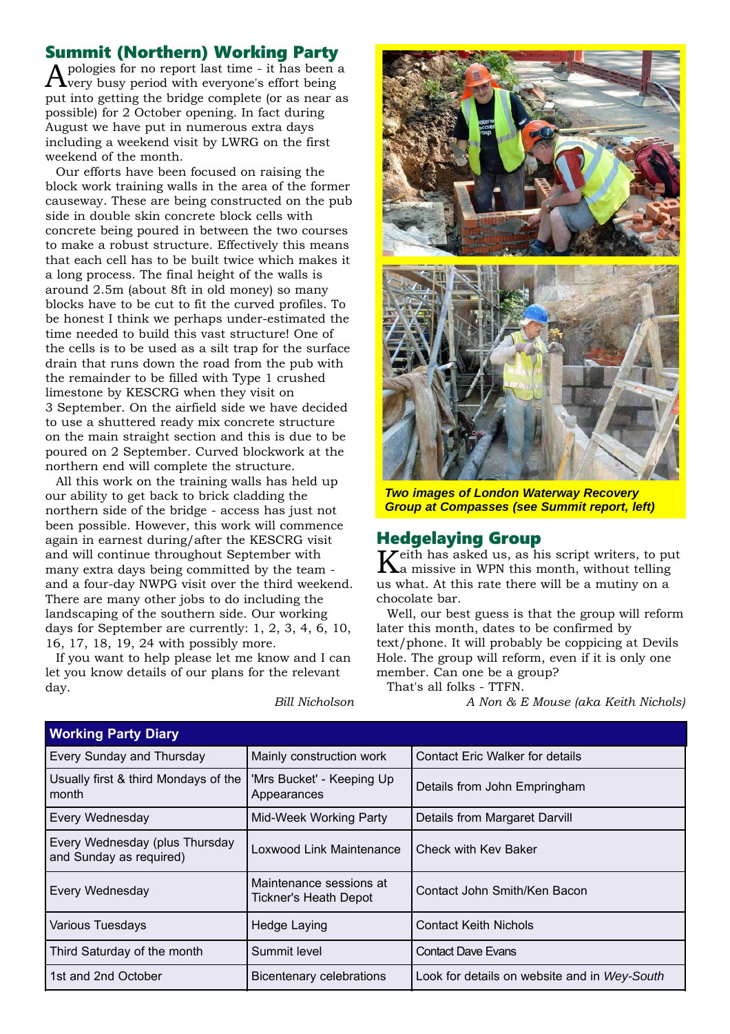## Summit (Northern) Working Party

Apologies for no report last time - it has been a very busy period with everyone's effort being put into getting the bridge complete (or as near as possible) for 2 October opening. In fact during August we have put in numerous extra days including a weekend visit by LWRG on the first weekend of the month.

Our efforts have been focused on raising the block work training walls in the area of the former causeway. These are being constructed on the pub side in double skin concrete block cells with concrete being poured in between the two courses to make a robust structure. Effectively this means that each cell has to be built twice which makes it a long process. The final height of the walls is around 2.5m (about 8ft in old money) so many blocks have to be cut to fit the curved profiles. To be honest I think we perhaps under-estimated the time needed to build this vast structure! One of the cells is to be used as a silt trap for the surface drain that runs down the road from the pub with the remainder to be filled with Type 1 crushed limestone by KESCRG when they visit on 3 September. On the airfield side we have decided to use a shuttered ready mix concrete structure on the main straight section and this is due to be poured on 2 September. Curved blockwork at the northern end will complete the structure.

All this work on the training walls has held up our ability to get back to brick cladding the northern side of the bridge - access has just not been possible. However, this work will commence again in earnest during/after the KESCRG visit and will continue throughout September with many extra days being committed by the team - and a four-day NWPG visit over the third weekend. There are many other jobs to do including the landscaping of the southern side. Our working days for September are currently: 1, 2, 3, 4, 6, 10, 16, 17, 18, 19, 24 with possibly more.

If you want to help please let me know and I can let you know details of our plans for the relevant day.

*Bill Nicholson*

***Two images of London Waterway Recovery Group at Compasses (see Summit report, left)***

## Hedgelaying Group

Keith has asked us, as his script writers, to put a missive in WPN this month, without telling us what. At this rate there will be a mutiny on a chocolate bar.

Well, our best guess is that the group will reform later this month, dates to be confirmed by text/phone. It will probably be coppicing at Devils Hole. The group will reform, even if it is only one member. Can one be a group?

That's all folks - TTFN.

*A Non & E Mouse (aka Keith Nichols)*

| Working Party Diary | | |
|---|---|---|
| Every Sunday and Thursday | Mainly construction work | Contact Eric Walker for details |
| Usually first & third Mondays of the month | 'Mrs Bucket' - Keeping Up Appearances | Details from John Empringham |
| Every Wednesday | Mid-Week Working Party | Details from Margaret Darvill |
| Every Wednesday (plus Thursday and Sunday as required) | Loxwood Link Maintenance | Check with Kev Baker |
| Every Wednesday | Maintenance sessions at Tickner's Heath Depot | Contact John Smith/Ken Bacon |
| Various Tuesdays | Hedge Laying | Contact Keith Nichols |
| Third Saturday of the month | Summit level | Contact Dave Evans |
| 1st and 2nd October | Bicentenary celebrations | Look for details on website and in *Wey-South* |